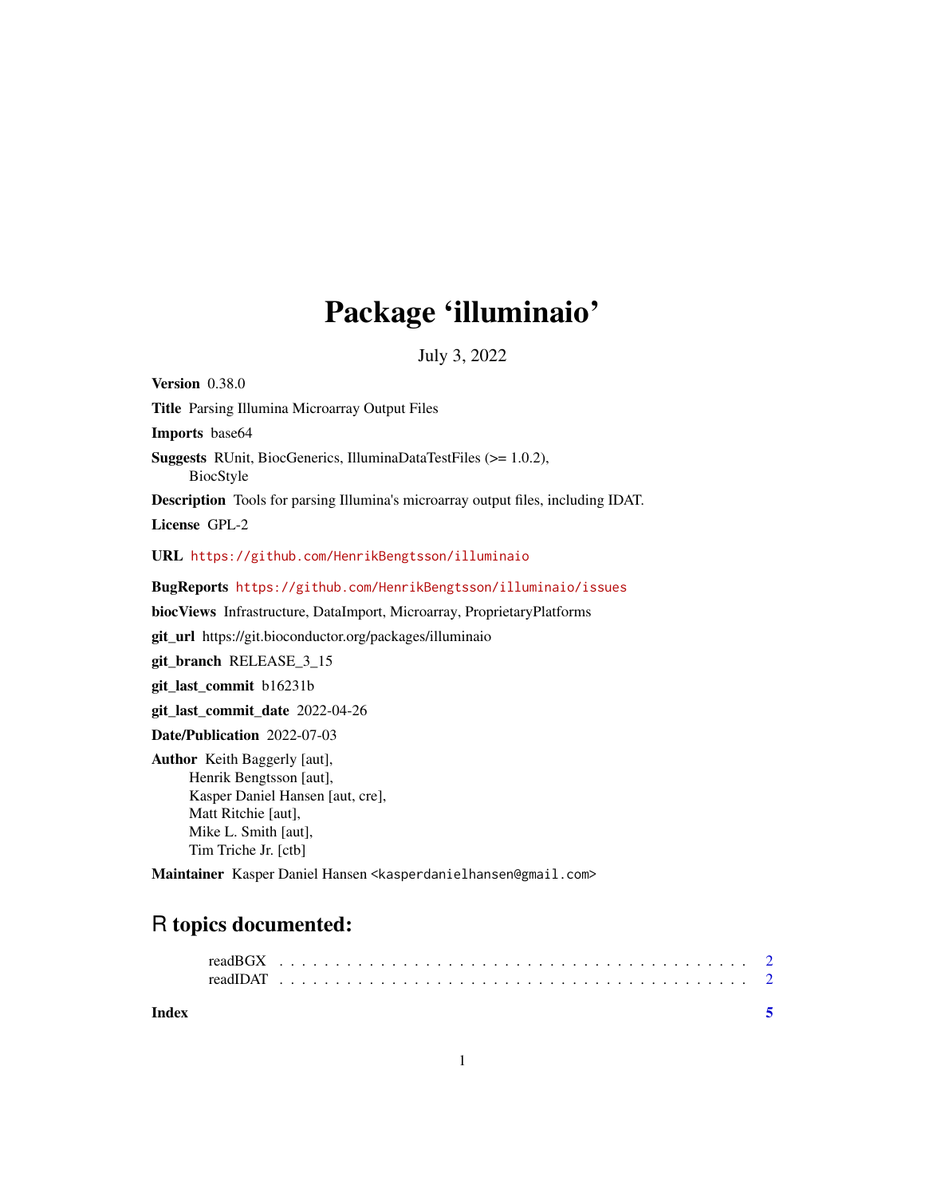# Package 'illuminaio'

July 3, 2022

**Version** 0.38.0

**Title** Parsing Illumina Microarray Output Files

**Imports** base64

**Suggests** RUnit, BiocGenerics, IlluminaDataTestFiles (>= 1.0.2), BiocStyle

**Description** Tools for parsing Illumina's microarray output files, including IDAT.

**License** GPL-2

**URL** https://github.com/HenrikBengtsson/illuminaio

**BugReports** https://github.com/HenrikBengtsson/illuminaio/issues

**biocViews** Infrastructure, DataImport, Microarray, ProprietaryPlatforms

**git_url** https://git.bioconductor.org/packages/illuminaio

**git_branch** RELEASE_3_15

**git_last_commit** b16231b

**git_last_commit_date** 2022-04-26

**Date/Publication** 2022-07-03

**Author** Keith Baggerly [aut],  
Henrik Bengtsson [aut],  
Kasper Daniel Hansen [aut, cre],  
Matt Ritchie [aut],  
Mike L. Smith [aut],  
Tim Triche Jr. [ctb]

**Maintainer** Kasper Daniel Hansen <kasperdanielhansen@gmail.com>

## R topics documented:

readBGX . . . . . . . . . . . . . . . . . . . . . . . . . . . . . . . . . . . . . . 2  
readIDAT . . . . . . . . . . . . . . . . . . . . . . . . . . . . . . . . . . . . . . 2

**Index** **5**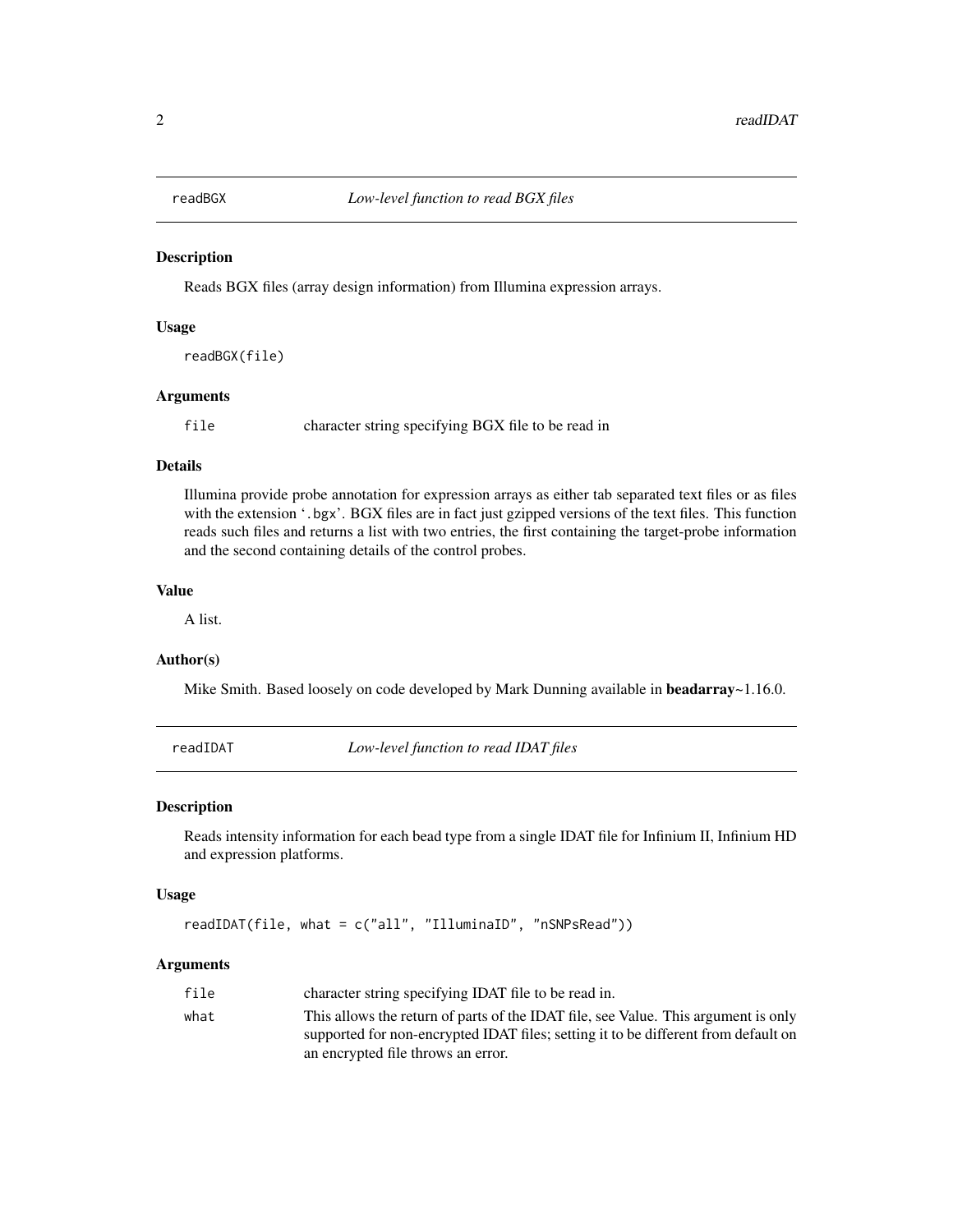## readBGX — *Low-level function to read BGX files*

### Description

Reads BGX files (array design information) from Illumina expression arrays.

### Usage

```
readBGX(file)
```

### Arguments

| | |
|---|---|
| `file` | character string specifying BGX file to be read in |

### Details

Illumina provide probe annotation for expression arrays as either tab separated text files or as files with the extension '`.bgx`'. BGX files are in fact just gzipped versions of the text files. This function reads such files and returns a list with two entries, the first containing the target-probe information and the second containing details of the control probes.

### Value

A list.

### Author(s)

Mike Smith. Based loosely on code developed by Mark Dunning available in **beadarray**~1.16.0.

## readIDAT — *Low-level function to read IDAT files*

### Description

Reads intensity information for each bead type from a single IDAT file for Infinium II, Infinium HD and expression platforms.

### Usage

```
readIDAT(file, what = c("all", "IlluminaID", "nSNPsRead"))
```

### Arguments

| | |
|---|---|
| `file` | character string specifying IDAT file to be read in. |
| `what` | This allows the return of parts of the IDAT file, see Value. This argument is only supported for non-encrypted IDAT files; setting it to be different from default on an encrypted file throws an error. |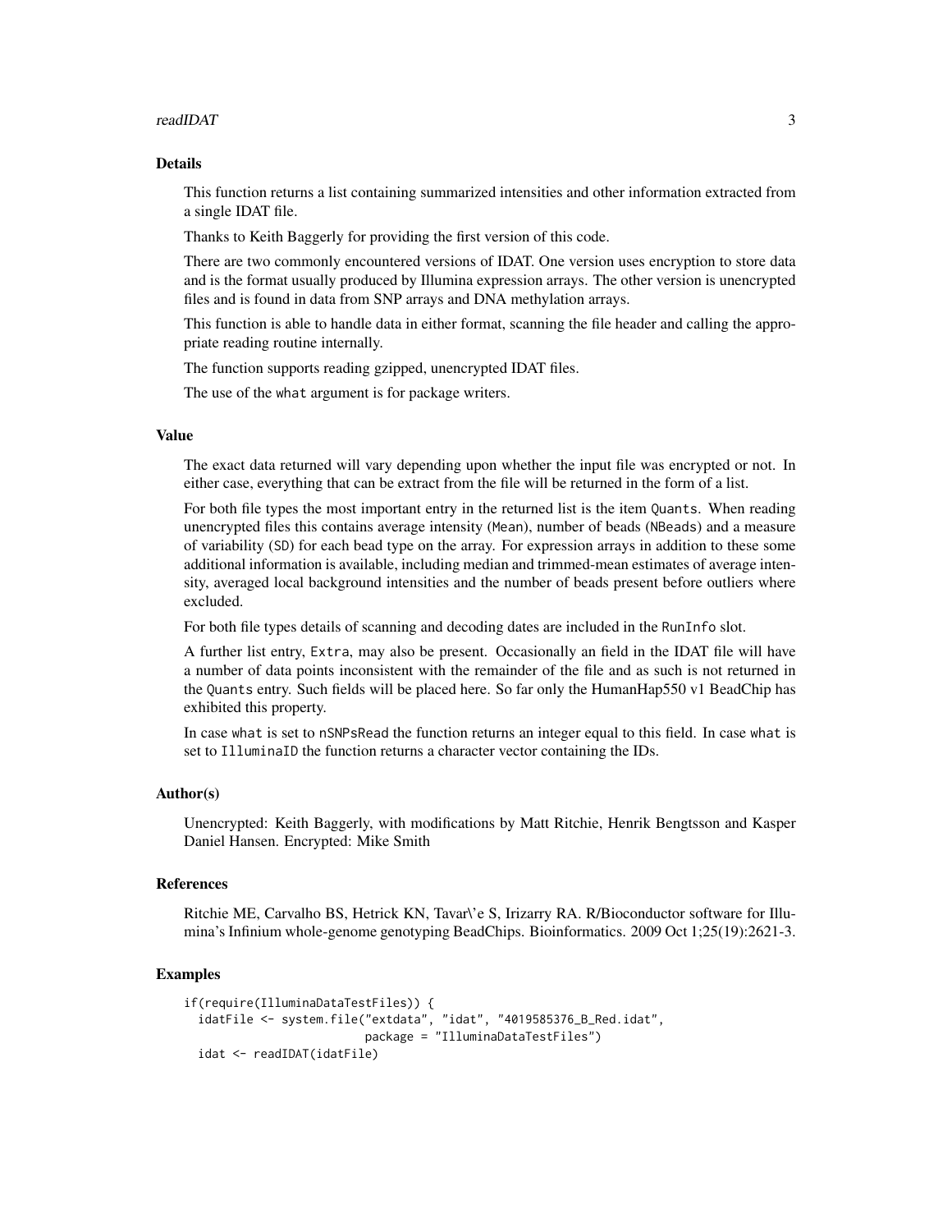## Details

This function returns a list containing summarized intensities and other information extracted from a single IDAT file.

Thanks to Keith Baggerly for providing the first version of this code.

There are two commonly encountered versions of IDAT. One version uses encryption to store data and is the format usually produced by Illumina expression arrays. The other version is unencrypted files and is found in data from SNP arrays and DNA methylation arrays.

This function is able to handle data in either format, scanning the file header and calling the appropriate reading routine internally.

The function supports reading gzipped, unencrypted IDAT files.

The use of the `what` argument is for package writers.

## Value

The exact data returned will vary depending upon whether the input file was encrypted or not. In either case, everything that can be extract from the file will be returned in the form of a list.

For both file types the most important entry in the returned list is the item `Quants`. When reading unencrypted files this contains average intensity (`Mean`), number of beads (`NBeads`) and a measure of variability (`SD`) for each bead type on the array. For expression arrays in addition to these some additional information is available, including median and trimmed-mean estimates of average intensity, averaged local background intensities and the number of beads present before outliers where excluded.

For both file types details of scanning and decoding dates are included in the `RunInfo` slot.

A further list entry, `Extra`, may also be present. Occasionally an field in the IDAT file will have a number of data points inconsistent with the remainder of the file and as such is not returned in the `Quants` entry. Such fields will be placed here. So far only the HumanHap550 v1 BeadChip has exhibited this property.

In case `what` is set to `nSNPsRead` the function returns an integer equal to this field. In case `what` is set to `IlluminaID` the function returns a character vector containing the IDs.

## Author(s)

Unencrypted: Keith Baggerly, with modifications by Matt Ritchie, Henrik Bengtsson and Kasper Daniel Hansen. Encrypted: Mike Smith

## References

Ritchie ME, Carvalho BS, Hetrick KN, Tavar\'e S, Irizarry RA. R/Bioconductor software for Illumina's Infinium whole-genome genotyping BeadChips. Bioinformatics. 2009 Oct 1;25(19):2621-3.

## Examples

```
if(require(IlluminaDataTestFiles)) {
  idatFile <- system.file("extdata", "idat", "4019585376_B_Red.idat",
                          package = "IlluminaDataTestFiles")
  idat <- readIDAT(idatFile)
```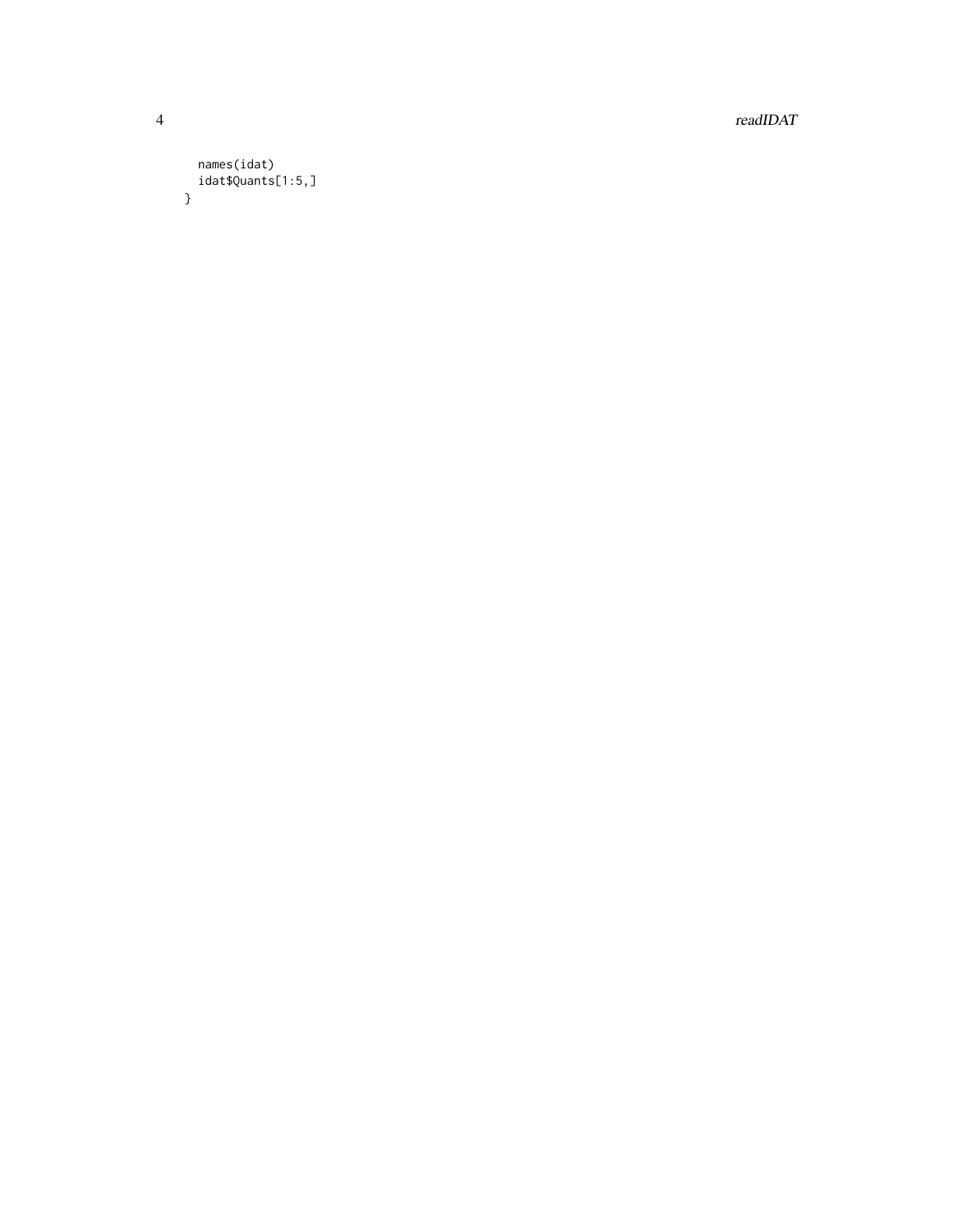```
  names(idat)
  idat$Quants[1:5,]
}
```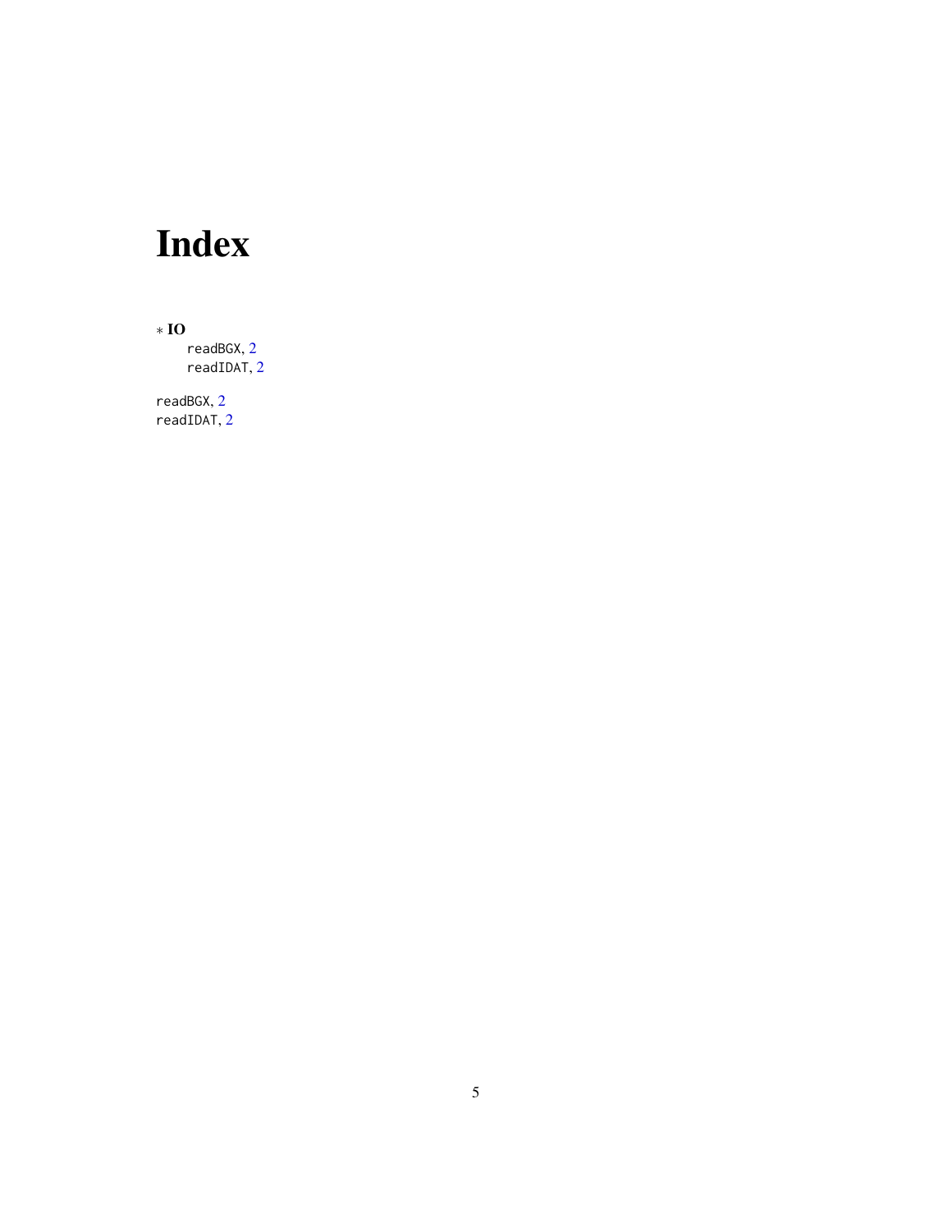# Index

∗ **IO**
  readBGX, 2
  readIDAT, 2

readBGX, 2
readIDAT, 2